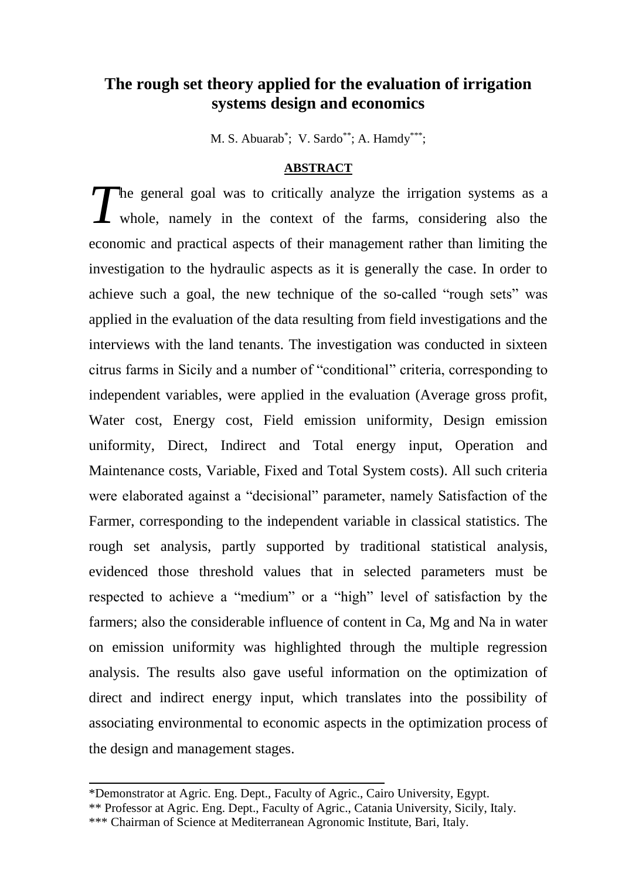# The rough set theory applied for the evaluation of irrigation systems design and economics

M. S. Abuarab[*]; V. Sardo[**]; A. Hamdy[***];

## ABSTRACT

The general goal was to critically analyze the irrigation systems as a whole, namely in the context of the farms, considering also the economic and practical aspects of their management rather than limiting the investigation to the hydraulic aspects as it is generally the case. In order to achieve such a goal, the new technique of the so-called "rough sets" was applied in the evaluation of the data resulting from field investigations and the interviews with the land tenants. The investigation was conducted in sixteen citrus farms in Sicily and a number of "conditional" criteria, corresponding to independent variables, were applied in the evaluation (Average gross profit, Water cost, Energy cost, Field emission uniformity, Design emission uniformity, Direct, Indirect and Total energy input, Operation and Maintenance costs, Variable, Fixed and Total System costs). All such criteria were elaborated against a "decisional" parameter, namely Satisfaction of the Farmer, corresponding to the independent variable in classical statistics. The rough set analysis, partly supported by traditional statistical analysis, evidenced those threshold values that in selected parameters must be respected to achieve a "medium" or a "high" level of satisfaction by the farmers; also the considerable influence of content in Ca, Mg and Na in water on emission uniformity was highlighted through the multiple regression analysis. The results also gave useful information on the optimization of direct and indirect energy input, which translates into the possibility of associating environmental to economic aspects in the optimization process of the design and management stages.

---

*Demonstrator at Agric. Eng. Dept., Faculty of Agric., Cairo University, Egypt.

** Professor at Agric. Eng. Dept., Faculty of Agric., Catania University, Sicily, Italy.

*** Chairman of Science at Mediterranean Agronomic Institute, Bari, Italy.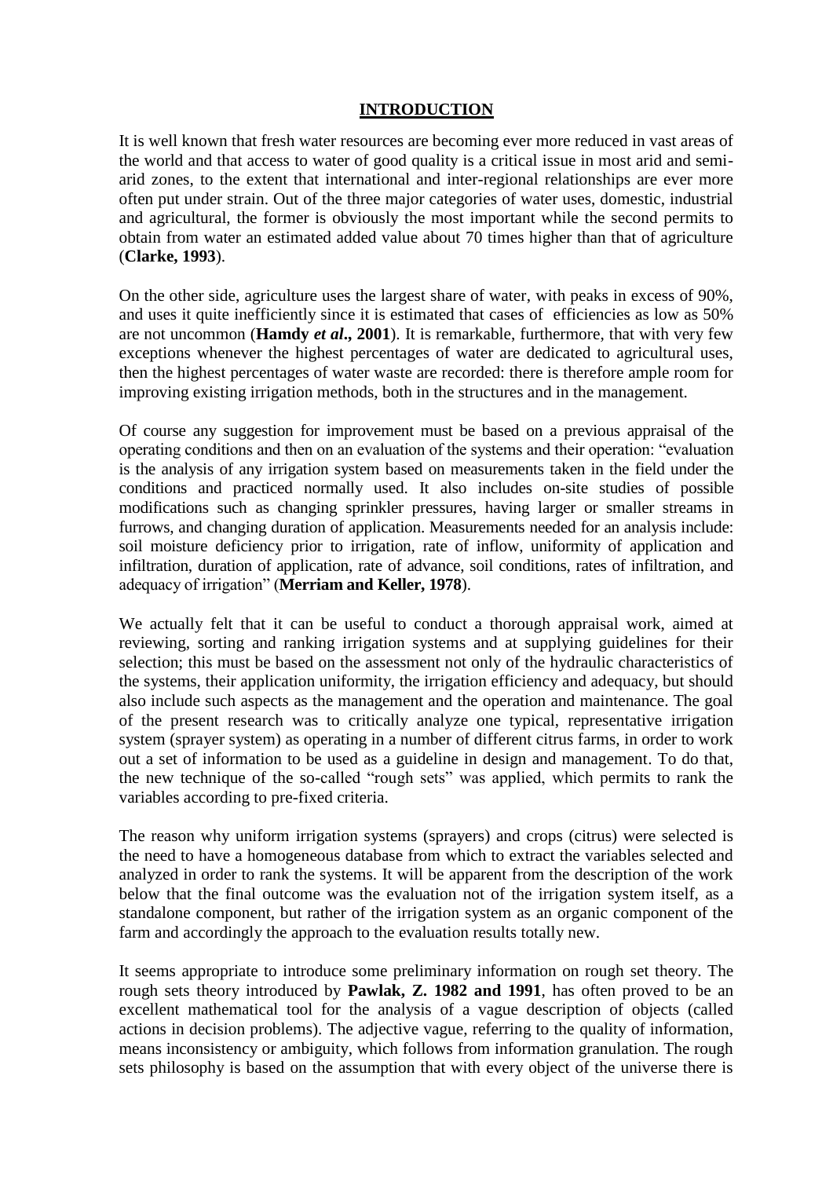## INTRODUCTION

It is well known that fresh water resources are becoming ever more reduced in vast areas of the world and that access to water of good quality is a critical issue in most arid and semi-arid zones, to the extent that international and inter-regional relationships are ever more often put under strain. Out of the three major categories of water uses, domestic, industrial and agricultural, the former is obviously the most important while the second permits to obtain from water an estimated added value about 70 times higher than that of agriculture (**Clarke, 1993**).

On the other side, agriculture uses the largest share of water, with peaks in excess of 90%, and uses it quite inefficiently since it is estimated that cases of efficiencies as low as 50% are not uncommon (**Hamdy *et al*., 2001**). It is remarkable, furthermore, that with very few exceptions whenever the highest percentages of water are dedicated to agricultural uses, then the highest percentages of water waste are recorded: there is therefore ample room for improving existing irrigation methods, both in the structures and in the management.

Of course any suggestion for improvement must be based on a previous appraisal of the operating conditions and then on an evaluation of the systems and their operation: "evaluation is the analysis of any irrigation system based on measurements taken in the field under the conditions and practiced normally used. It also includes on-site studies of possible modifications such as changing sprinkler pressures, having larger or smaller streams in furrows, and changing duration of application. Measurements needed for an analysis include: soil moisture deficiency prior to irrigation, rate of inflow, uniformity of application and infiltration, duration of application, rate of advance, soil conditions, rates of infiltration, and adequacy of irrigation" (**Merriam and Keller, 1978**).

We actually felt that it can be useful to conduct a thorough appraisal work, aimed at reviewing, sorting and ranking irrigation systems and at supplying guidelines for their selection; this must be based on the assessment not only of the hydraulic characteristics of the systems, their application uniformity, the irrigation efficiency and adequacy, but should also include such aspects as the management and the operation and maintenance. The goal of the present research was to critically analyze one typical, representative irrigation system (sprayer system) as operating in a number of different citrus farms, in order to work out a set of information to be used as a guideline in design and management. To do that, the new technique of the so-called "rough sets" was applied, which permits to rank the variables according to pre-fixed criteria.

The reason why uniform irrigation systems (sprayers) and crops (citrus) were selected is the need to have a homogeneous database from which to extract the variables selected and analyzed in order to rank the systems. It will be apparent from the description of the work below that the final outcome was the evaluation not of the irrigation system itself, as a standalone component, but rather of the irrigation system as an organic component of the farm and accordingly the approach to the evaluation results totally new.

It seems appropriate to introduce some preliminary information on rough set theory. The rough sets theory introduced by **Pawlak, Z. 1982 and 1991**, has often proved to be an excellent mathematical tool for the analysis of a vague description of objects (called actions in decision problems). The adjective vague, referring to the quality of information, means inconsistency or ambiguity, which follows from information granulation. The rough sets philosophy is based on the assumption that with every object of the universe there is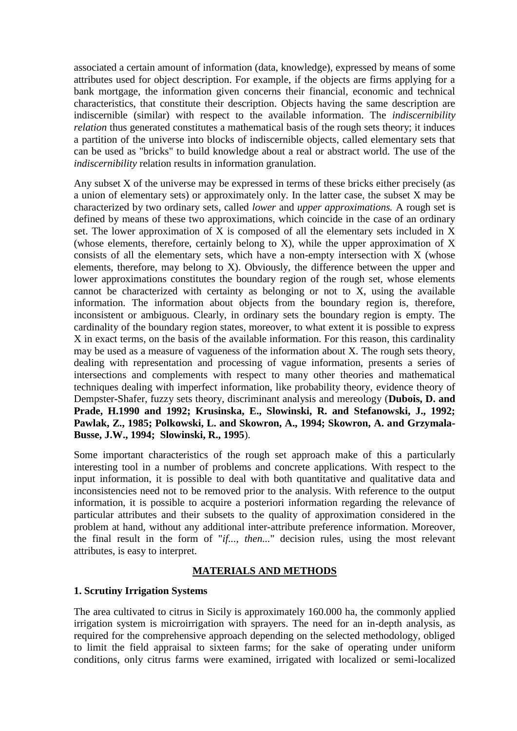associated a certain amount of information (data, knowledge), expressed by means of some attributes used for object description. For example, if the objects are firms applying for a bank mortgage, the information given concerns their financial, economic and technical characteristics, that constitute their description. Objects having the same description are indiscernible (similar) with respect to the available information. The *indiscernibility relation* thus generated constitutes a mathematical basis of the rough sets theory; it induces a partition of the universe into blocks of indiscernible objects, called elementary sets that can be used as "bricks" to build knowledge about a real or abstract world. The use of the *indiscernibility* relation results in information granulation.

Any subset X of the universe may be expressed in terms of these bricks either precisely (as a union of elementary sets) or approximately only. In the latter case, the subset X may be characterized by two ordinary sets, called *lower* and *upper approximations.* A rough set is defined by means of these two approximations, which coincide in the case of an ordinary set. The lower approximation of X is composed of all the elementary sets included in X (whose elements, therefore, certainly belong to X), while the upper approximation of X consists of all the elementary sets, which have a non-empty intersection with X (whose elements, therefore, may belong to X). Obviously, the difference between the upper and lower approximations constitutes the boundary region of the rough set, whose elements cannot be characterized with certainty as belonging or not to X, using the available information. The information about objects from the boundary region is, therefore, inconsistent or ambiguous. Clearly, in ordinary sets the boundary region is empty. The cardinality of the boundary region states, moreover, to what extent it is possible to express X in exact terms, on the basis of the available information. For this reason, this cardinality may be used as a measure of vagueness of the information about X. The rough sets theory, dealing with representation and processing of vague information, presents a series of intersections and complements with respect to many other theories and mathematical techniques dealing with imperfect information, like probability theory, evidence theory of Dempster-Shafer, fuzzy sets theory, discriminant analysis and mereology (**Dubois, D. and Prade, H.1990 and 1992; Krusinska, E., Slowinski, R. and Stefanowski, J., 1992; Pawlak, Z., 1985; Polkowski, L. and Skowron, A., 1994; Skowron, A. and Grzymala-Busse, J.W., 1994; Slowinski, R., 1995**).

Some important characteristics of the rough set approach make of this a particularly interesting tool in a number of problems and concrete applications. With respect to the input information, it is possible to deal with both quantitative and qualitative data and inconsistencies need not to be removed prior to the analysis. With reference to the output information, it is possible to acquire a posteriori information regarding the relevance of particular attributes and their subsets to the quality of approximation considered in the problem at hand, without any additional inter-attribute preference information. Moreover, the final result in the form of "*if..., then...*" decision rules, using the most relevant attributes, is easy to interpret.

## MATERIALS AND METHODS

### 1. Scrutiny Irrigation Systems

The area cultivated to citrus in Sicily is approximately 160.000 ha, the commonly applied irrigation system is microirrigation with sprayers. The need for an in-depth analysis, as required for the comprehensive approach depending on the selected methodology, obliged to limit the field appraisal to sixteen farms; for the sake of operating under uniform conditions, only citrus farms were examined, irrigated with localized or semi-localized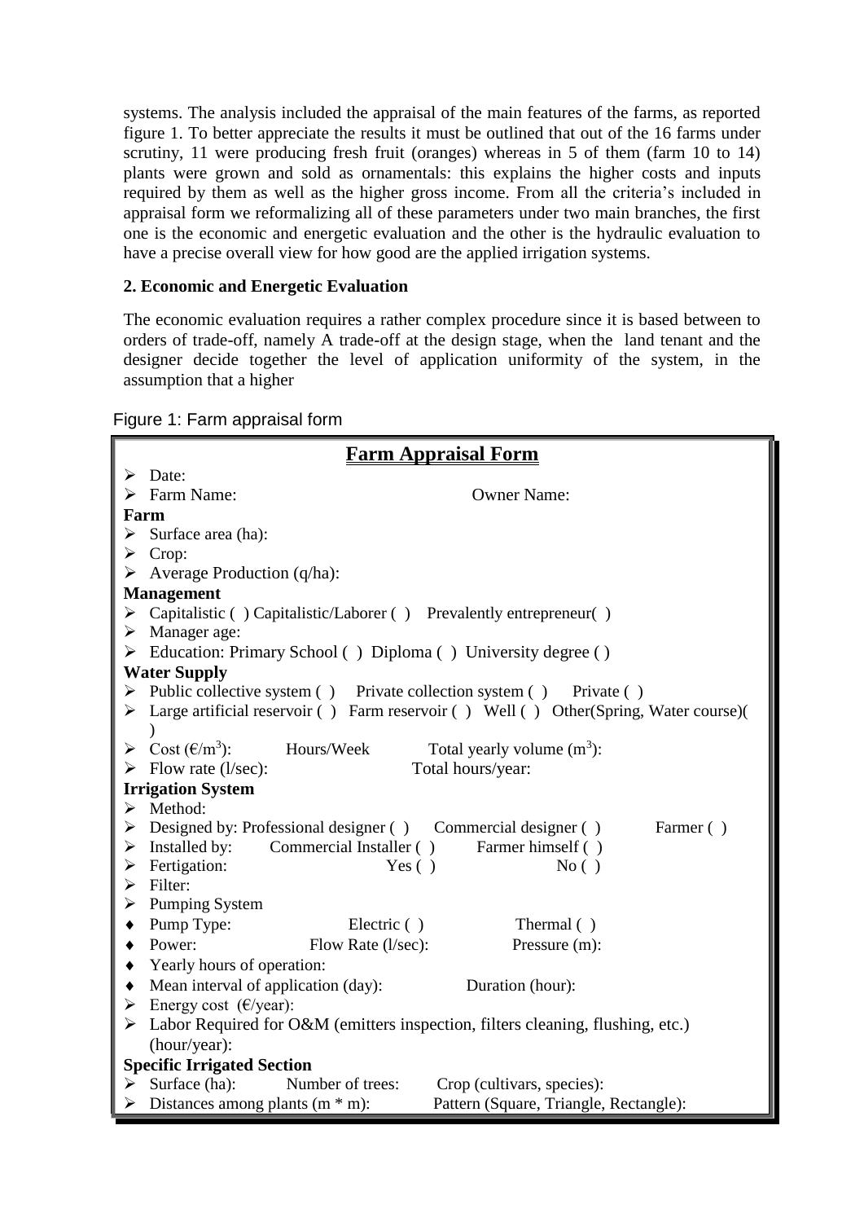systems. The analysis included the appraisal of the main features of the farms, as reported figure 1. To better appreciate the results it must be outlined that out of the 16 farms under scrutiny, 11 were producing fresh fruit (oranges) whereas in 5 of them (farm 10 to 14) plants were grown and sold as ornamentals: this explains the higher costs and inputs required by them as well as the higher gross income. From all the criteria's included in appraisal form we reformalizing all of these parameters under two main branches, the first one is the economic and energetic evaluation and the other is the hydraulic evaluation to have a precise overall view for how good are the applied irrigation systems.

## 2. Economic and Energetic Evaluation

The economic evaluation requires a rather complex procedure since it is based between to orders of trade-off, namely A trade-off at the design stage, when the land tenant and the designer decide together the level of application uniformity of the system, in the assumption that a higher

Figure 1: Farm appraisal form

**Farm Appraisal Form**

- Date:
- Farm Name: Owner Name:

**Farm**

- Surface area (ha):
- Crop:
- Average Production (q/ha):

**Management**

- Capitalistic ( ) Capitalistic/Laborer ( ) Prevalently entrepreneur( )
- Manager age:
- Education: Primary School ( ) Diploma ( ) University degree ( )

**Water Supply**

- Public collective system ( ) Private collection system ( ) Private ( )
- Large artificial reservoir ( ) Farm reservoir ( ) Well ( ) Other(Spring, Water course)( )
- Cost (€/$m^3$): Hours/Week Total yearly volume ($m^3$):
- Flow rate (l/sec): Total hours/year:

**Irrigation System**

- Method:
- Designed by: Professional designer ( ) Commercial designer ( ) Farmer ( )
- Installed by: Commercial Installer ( ) Farmer himself ( )
- Fertigation: Yes ( ) No ( )
- Filter:
- Pumping System
  - Pump Type: Electric ( ) Thermal ( )
  - Power: Flow Rate (l/sec): Pressure (m):
  - Yearly hours of operation:
  - Mean interval of application (day): Duration (hour):
- Energy cost (€/year):
- Labor Required for O&M (emitters inspection, filters cleaning, flushing, etc.) (hour/year):

**Specific Irrigated Section**

- Surface (ha): Number of trees: Crop (cultivars, species):
- Distances among plants (m * m): Pattern (Square, Triangle, Rectangle):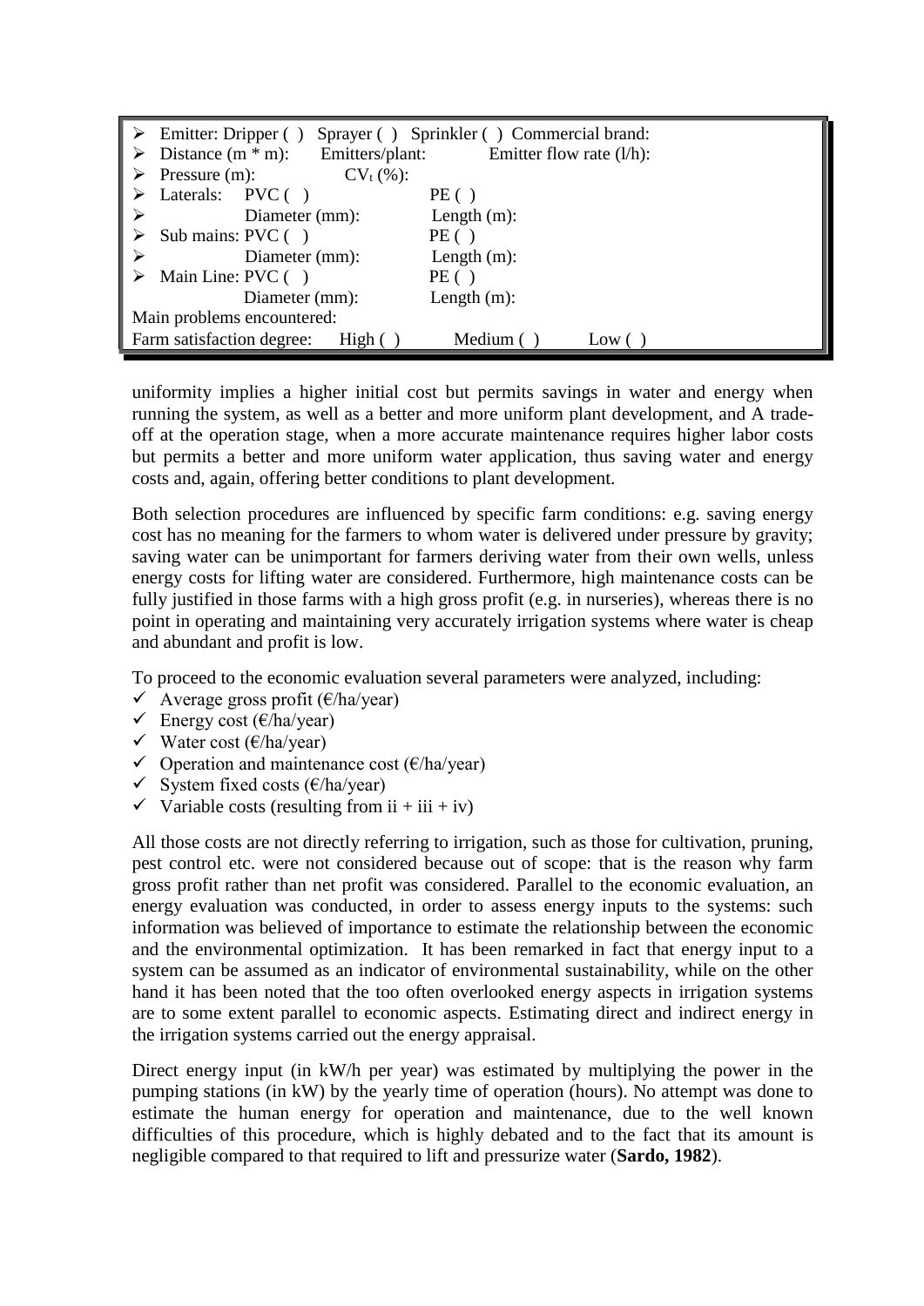- Emitter: Dripper ( )   Sprayer ( )   Sprinkler ( )   Commercial brand:
- Distance (m * m):   Emitters/plant:   Emitter flow rate (l/h):
- Pressure (m):   $CV_t$ (%):
- Laterals:   PVC ( )   PE ( )
- Diameter (mm):   Length (m):
- Sub mains: PVC ( )   PE ( )
- Diameter (mm):   Length (m):
- Main Line: PVC ( )   PE ( )

  Diameter (mm):   Length (m):

Main problems encountered:

Farm satisfaction degree:   High ( )   Medium ( )   Low ( )

uniformity implies a higher initial cost but permits savings in water and energy when running the system, as well as a better and more uniform plant development, and A trade-off at the operation stage, when a more accurate maintenance requires higher labor costs but permits a better and more uniform water application, thus saving water and energy costs and, again, offering better conditions to plant development.

Both selection procedures are influenced by specific farm conditions: e.g. saving energy cost has no meaning for the farmers to whom water is delivered under pressure by gravity; saving water can be unimportant for farmers deriving water from their own wells, unless energy costs for lifting water are considered. Furthermore, high maintenance costs can be fully justified in those farms with a high gross profit (e.g. in nurseries), whereas there is no point in operating and maintaining very accurately irrigation systems where water is cheap and abundant and profit is low.

To proceed to the economic evaluation several parameters were analyzed, including:

- ✓ Average gross profit (€/ha/year)
- ✓ Energy cost (€/ha/year)
- ✓ Water cost (€/ha/year)
- ✓ Operation and maintenance cost (€/ha/year)
- ✓ System fixed costs (€/ha/year)
- ✓ Variable costs (resulting from ii + iii + iv)

All those costs are not directly referring to irrigation, such as those for cultivation, pruning, pest control etc. were not considered because out of scope: that is the reason why farm gross profit rather than net profit was considered. Parallel to the economic evaluation, an energy evaluation was conducted, in order to assess energy inputs to the systems: such information was believed of importance to estimate the relationship between the economic and the environmental optimization. It has been remarked in fact that energy input to a system can be assumed as an indicator of environmental sustainability, while on the other hand it has been noted that the too often overlooked energy aspects in irrigation systems are to some extent parallel to economic aspects. Estimating direct and indirect energy in the irrigation systems carried out the energy appraisal.

Direct energy input (in kW/h per year) was estimated by multiplying the power in the pumping stations (in kW) by the yearly time of operation (hours). No attempt was done to estimate the human energy for operation and maintenance, due to the well known difficulties of this procedure, which is highly debated and to the fact that its amount is negligible compared to that required to lift and pressurize water (**Sardo, 1982**).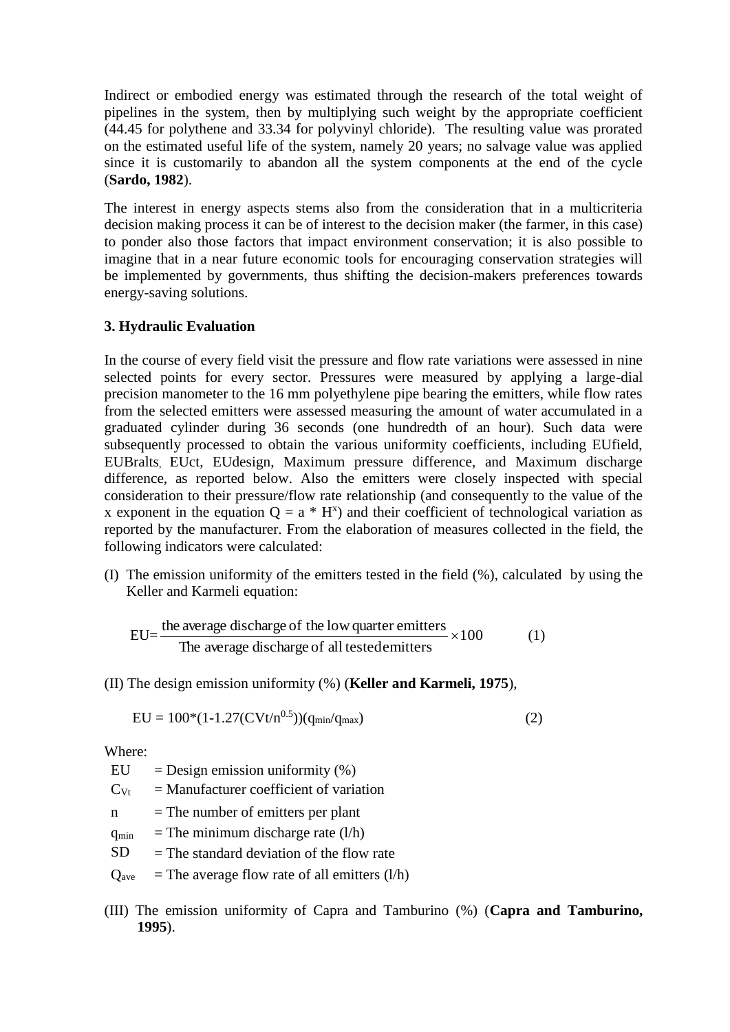Indirect or embodied energy was estimated through the research of the total weight of pipelines in the system, then by multiplying such weight by the appropriate coefficient (44.45 for polythene and 33.34 for polyvinyl chloride). The resulting value was prorated on the estimated useful life of the system, namely 20 years; no salvage value was applied since it is customarily to abandon all the system components at the end of the cycle (**Sardo, 1982**).

The interest in energy aspects stems also from the consideration that in a multicriteria decision making process it can be of interest to the decision maker (the farmer, in this case) to ponder also those factors that impact environment conservation; it is also possible to imagine that in a near future economic tools for encouraging conservation strategies will be implemented by governments, thus shifting the decision-makers preferences towards energy-saving solutions.

### 3. Hydraulic Evaluation

In the course of every field visit the pressure and flow rate variations were assessed in nine selected points for every sector. Pressures were measured by applying a large-dial precision manometer to the 16 mm polyethylene pipe bearing the emitters, while flow rates from the selected emitters were assessed measuring the amount of water accumulated in a graduated cylinder during 36 seconds (one hundredth of an hour). Such data were subsequently processed to obtain the various uniformity coefficients, including EUfield, EUBralts, EUct, EUdesign, Maximum pressure difference, and Maximum discharge difference, as reported below. Also the emitters were closely inspected with special consideration to their pressure/flow rate relationship (and consequently to the value of the x exponent in the equation $Q = a * H^x$) and their coefficient of technological variation as reported by the manufacturer. From the elaboration of measures collected in the field, the following indicators were calculated:

(I) The emission uniformity of the emitters tested in the field (%), calculated by using the Keller and Karmeli equation:

$$EU = \frac{\text{the average discharge of the low quarter emitters}}{\text{The average discharge of all tested emitters}} \times 100 \qquad (1)$$

(II) The design emission uniformity (%) (**Keller and Karmeli, 1975**),

$$EU = 100*(1-1.27(CVt/n^{0.5}))(q_{min}/q_{max}) \qquad (2)$$

Where:

- EU = Design emission uniformity (%)
- $C_{Vt}$ = Manufacturer coefficient of variation
- n = The number of emitters per plant
- $q_{min}$ = The minimum discharge rate (l/h)
- SD = The standard deviation of the flow rate
- $Q_{ave}$ = The average flow rate of all emitters (l/h)

(III) The emission uniformity of Capra and Tamburino (%) (**Capra and Tamburino, 1995**).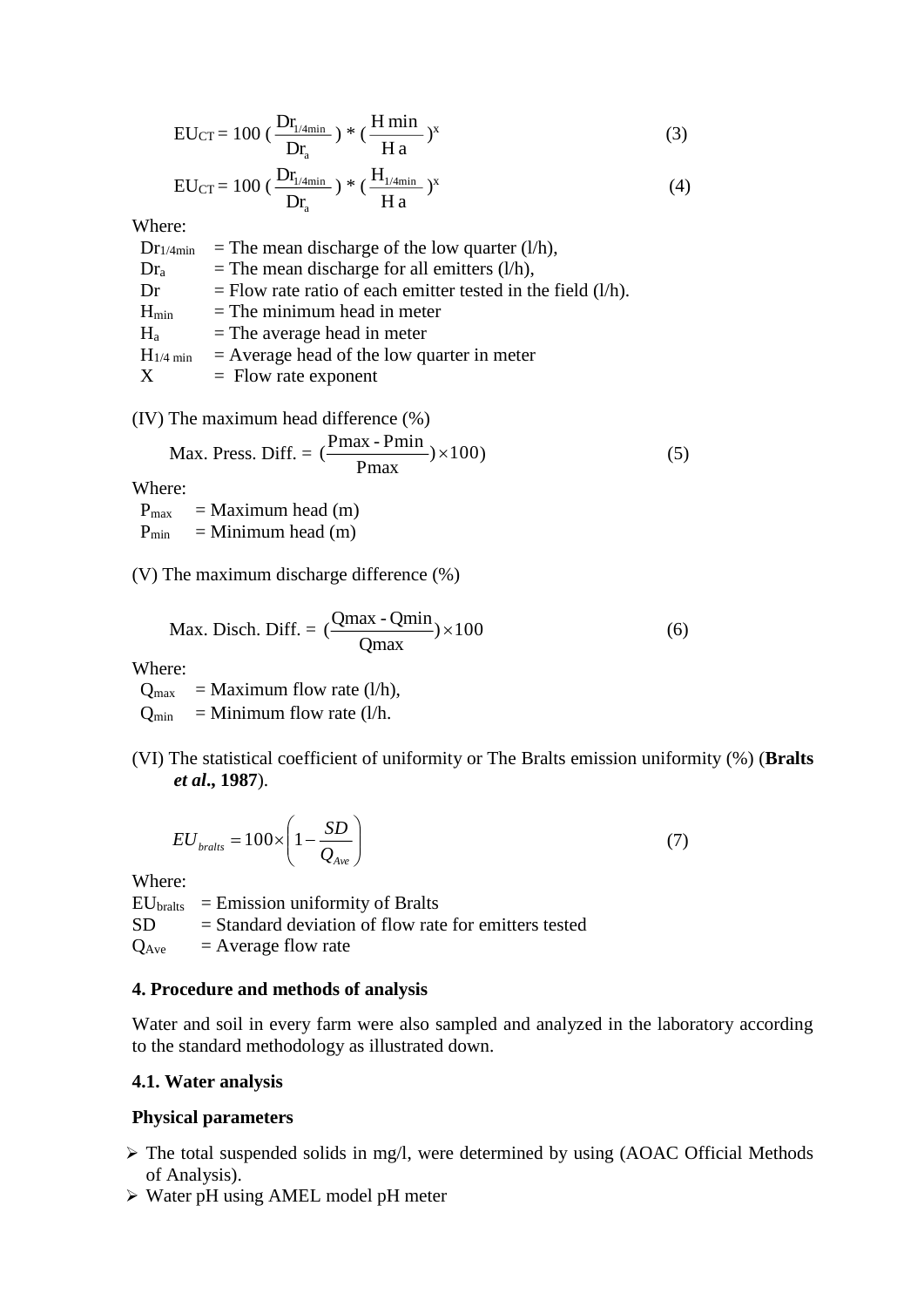$$EU_{CT} = 100 \left(\frac{Dr_{1/4min}}{Dr_a}\right) * \left(\frac{H\,min}{H\,a}\right)^x \tag{3}$$

$$EU_{CT} = 100 \left(\frac{Dr_{1/4min}}{Dr_a}\right) * \left(\frac{H_{1/4min}}{H\,a}\right)^x \tag{4}$$

Where:

- $Dr_{1/4min}$ = The mean discharge of the low quarter (l/h),
- $Dr_a$ = The mean discharge for all emitters (l/h),
- $Dr$ = Flow rate ratio of each emitter tested in the field (l/h).
- $H_{min}$ = The minimum head in meter
- $H_a$ = The average head in meter
- $H_{1/4\,min}$ = Average head of the low quarter in meter
- $X$ = Flow rate exponent

(IV) The maximum head difference (%)

$$\text{Max. Press. Diff.} = \left(\frac{\text{Pmax - Pmin}}{\text{Pmax}}\right) \times 100) \tag{5}$$

Where:

- $P_{max}$ = Maximum head (m)
- $P_{min}$ = Minimum head (m)

(V) The maximum discharge difference (%)

$$\text{Max. Disch. Diff.} = \left(\frac{\text{Qmax - Qmin}}{\text{Qmax}}\right) \times 100 \tag{6}$$

Where:

- $Q_{max}$ = Maximum flow rate (l/h),
- $Q_{min}$ = Minimum flow rate (l/h.

(VI) The statistical coefficient of uniformity or The Bralts emission uniformity (%) (**Bralts *et al*., 1987**).

$$EU_{bralts} = 100 \times \left(1 - \frac{SD}{Q_{Ave}}\right) \tag{7}$$

Where:

- $EU_{bralts}$ = Emission uniformity of Bralts
- SD = Standard deviation of flow rate for emitters tested
- $Q_{Ave}$ = Average flow rate

### 4. Procedure and methods of analysis

Water and soil in every farm were also sampled and analyzed in the laboratory according to the standard methodology as illustrated down.

#### 4.1. Water analysis

**Physical parameters**

- The total suspended solids in mg/l, were determined by using (AOAC Official Methods of Analysis).
- Water pH using AMEL model pH meter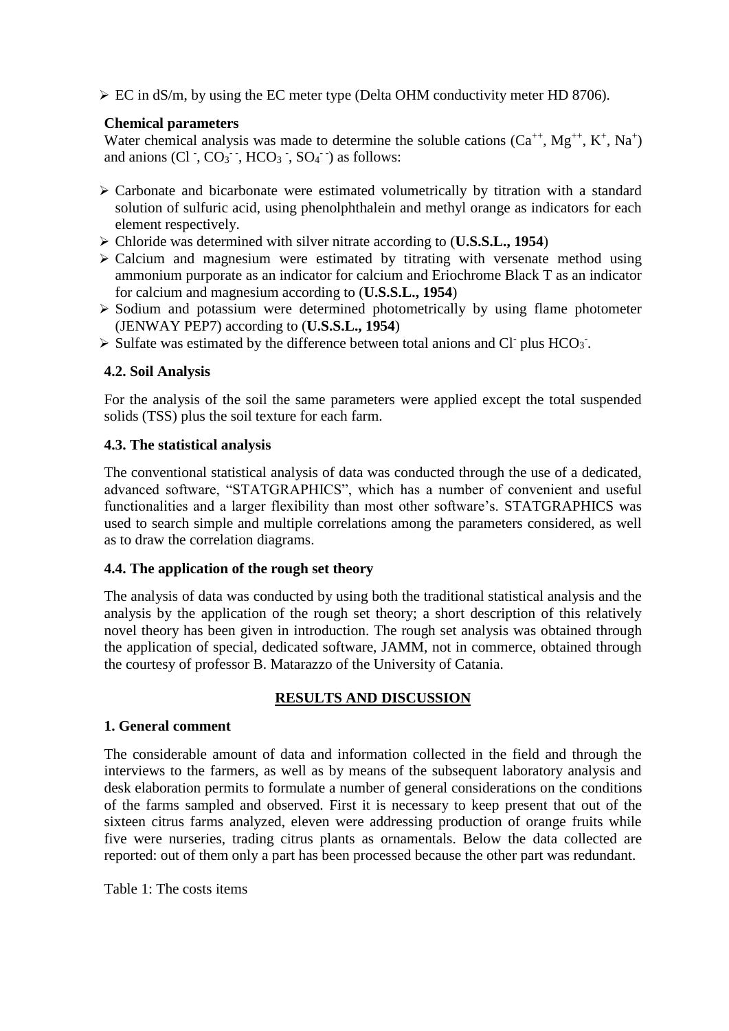- EC in dS/m, by using the EC meter type (Delta OHM conductivity meter HD 8706).

**Chemical parameters**

Water chemical analysis was made to determine the soluble cations ($Ca^{++}$, $Mg^{++}$, $K^{+}$, $Na^{+}$) and anions ($Cl^{-}$, $CO_3^{--}$, $HCO_3^{-}$, $SO_4^{--}$) as follows:

- Carbonate and bicarbonate were estimated volumetrically by titration with a standard solution of sulfuric acid, using phenolphthalein and methyl orange as indicators for each element respectively.
- Chloride was determined with silver nitrate according to (**U.S.S.L., 1954**)
- Calcium and magnesium were estimated by titrating with versenate method using ammonium purporate as an indicator for calcium and Eriochrome Black T as an indicator for calcium and magnesium according to (**U.S.S.L., 1954**)
- Sodium and potassium were determined photometrically by using flame photometer (JENWAY PEP7) according to (**U.S.S.L., 1954**)
- Sulfate was estimated by the difference between total anions and $Cl^{-}$ plus $HCO_3^{-}$.

### 4.2. Soil Analysis

For the analysis of the soil the same parameters were applied except the total suspended solids (TSS) plus the soil texture for each farm.

### 4.3. The statistical analysis

The conventional statistical analysis of data was conducted through the use of a dedicated, advanced software, "STATGRAPHICS", which has a number of convenient and useful functionalities and a larger flexibility than most other software's. STATGRAPHICS was used to search simple and multiple correlations among the parameters considered, as well as to draw the correlation diagrams.

### 4.4. The application of the rough set theory

The analysis of data was conducted by using both the traditional statistical analysis and the analysis by the application of the rough set theory; a short description of this relatively novel theory has been given in introduction. The rough set analysis was obtained through the application of special, dedicated software, JAMM, not in commerce, obtained through the courtesy of professor B. Matarazzo of the University of Catania.

## RESULTS AND DISCUSSION

### 1. General comment

The considerable amount of data and information collected in the field and through the interviews to the farmers, as well as by means of the subsequent laboratory analysis and desk elaboration permits to formulate a number of general considerations on the conditions of the farms sampled and observed. First it is necessary to keep present that out of the sixteen citrus farms analyzed, eleven were addressing production of orange fruits while five were nurseries, trading citrus plants as ornamentals. Below the data collected are reported: out of them only a part has been processed because the other part was redundant.

Table 1: The costs items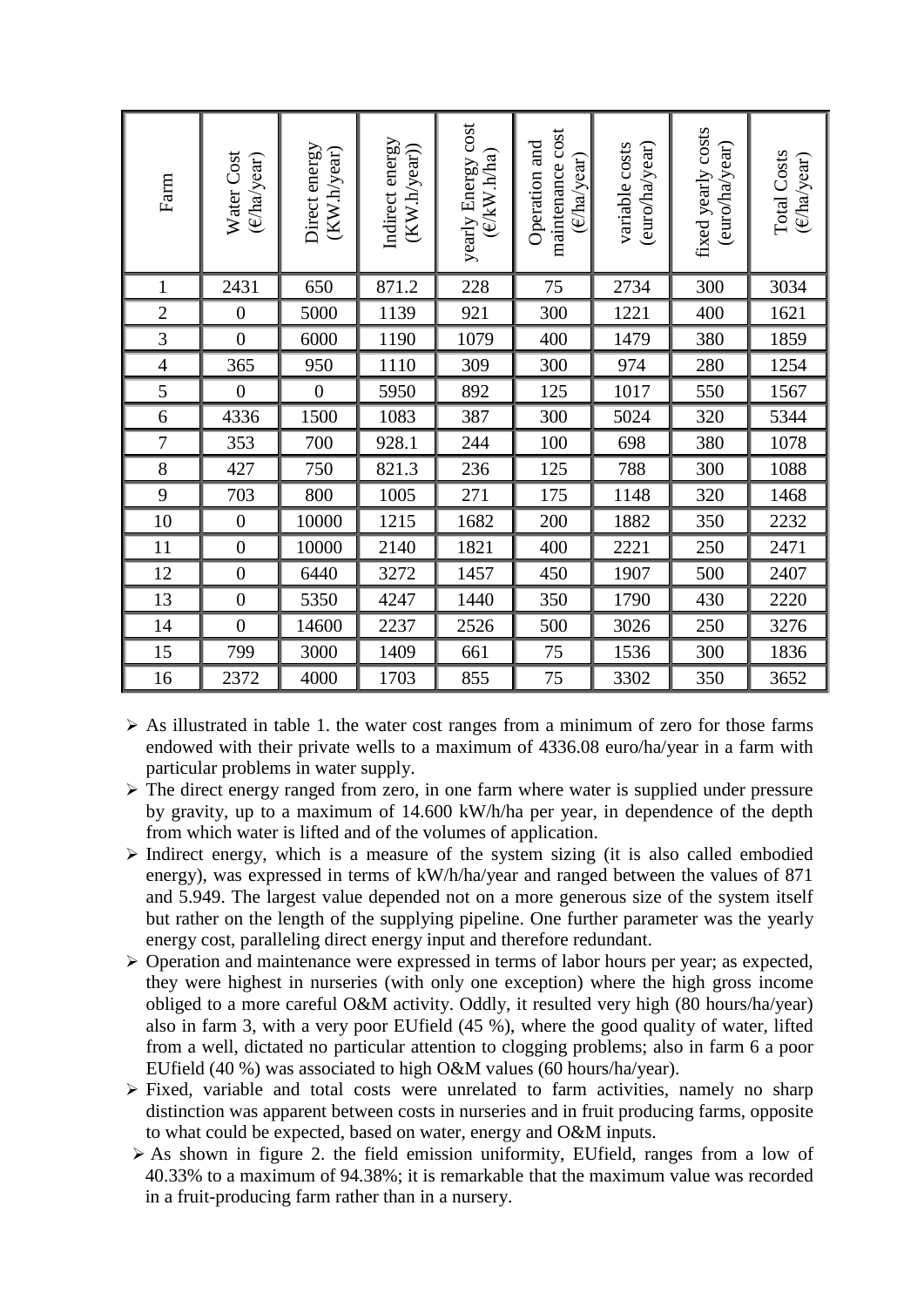| Farm | Water Cost (€/ha/year) | Direct energy (KW.h/year) | Indirect energy (KW.h/year)) | yearly Energy cost (€/kW.h/ha) | Operation and maintenance cost (€/ha/year) | variable costs (euro/ha/year) | fixed yearly costs (euro/ha/year) | Total Costs (€/ha/year) |
|---|---|---|---|---|---|---|---|---|
| 1 | 2431 | 650 | 871.2 | 228 | 75 | 2734 | 300 | 3034 |
| 2 | 0 | 5000 | 1139 | 921 | 300 | 1221 | 400 | 1621 |
| 3 | 0 | 6000 | 1190 | 1079 | 400 | 1479 | 380 | 1859 |
| 4 | 365 | 950 | 1110 | 309 | 300 | 974 | 280 | 1254 |
| 5 | 0 | 0 | 5950 | 892 | 125 | 1017 | 550 | 1567 |
| 6 | 4336 | 1500 | 1083 | 387 | 300 | 5024 | 320 | 5344 |
| 7 | 353 | 700 | 928.1 | 244 | 100 | 698 | 380 | 1078 |
| 8 | 427 | 750 | 821.3 | 236 | 125 | 788 | 300 | 1088 |
| 9 | 703 | 800 | 1005 | 271 | 175 | 1148 | 320 | 1468 |
| 10 | 0 | 10000 | 1215 | 1682 | 200 | 1882 | 350 | 2232 |
| 11 | 0 | 10000 | 2140 | 1821 | 400 | 2221 | 250 | 2471 |
| 12 | 0 | 6440 | 3272 | 1457 | 450 | 1907 | 500 | 2407 |
| 13 | 0 | 5350 | 4247 | 1440 | 350 | 1790 | 430 | 2220 |
| 14 | 0 | 14600 | 2237 | 2526 | 500 | 3026 | 250 | 3276 |
| 15 | 799 | 3000 | 1409 | 661 | 75 | 1536 | 300 | 1836 |
| 16 | 2372 | 4000 | 1703 | 855 | 75 | 3302 | 350 | 3652 |

- As illustrated in table 1. the water cost ranges from a minimum of zero for those farms endowed with their private wells to a maximum of 4336.08 euro/ha/year in a farm with particular problems in water supply.
- The direct energy ranged from zero, in one farm where water is supplied under pressure by gravity, up to a maximum of 14.600 kW/h/ha per year, in dependence of the depth from which water is lifted and of the volumes of application.
- Indirect energy, which is a measure of the system sizing (it is also called embodied energy), was expressed in terms of kW/h/ha/year and ranged between the values of 871 and 5.949. The largest value depended not on a more generous size of the system itself but rather on the length of the supplying pipeline. One further parameter was the yearly energy cost, paralleling direct energy input and therefore redundant.
- Operation and maintenance were expressed in terms of labor hours per year; as expected, they were highest in nurseries (with only one exception) where the high gross income obliged to a more careful O&M activity. Oddly, it resulted very high (80 hours/ha/year) also in farm 3, with a very poor EUfield (45 %), where the good quality of water, lifted from a well, dictated no particular attention to clogging problems; also in farm 6 a poor EUfield (40 %) was associated to high O&M values (60 hours/ha/year).
- Fixed, variable and total costs were unrelated to farm activities, namely no sharp distinction was apparent between costs in nurseries and in fruit producing farms, opposite to what could be expected, based on water, energy and O&M inputs.
- As shown in figure 2. the field emission uniformity, EUfield, ranges from a low of 40.33% to a maximum of 94.38%; it is remarkable that the maximum value was recorded in a fruit-producing farm rather than in a nursery.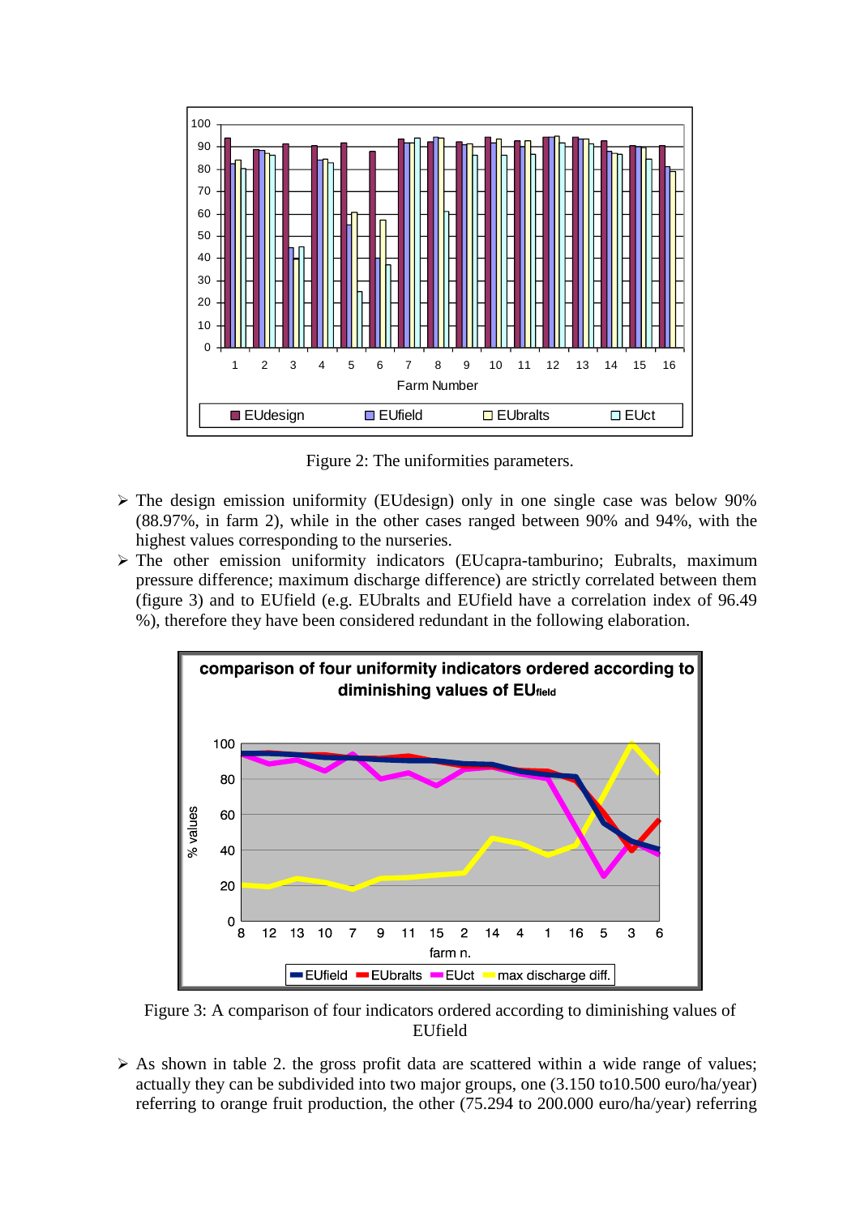Figure 2: The uniformities parameters.

- The design emission uniformity (EUdesign) only in one single case was below 90% (88.97%, in farm 2), while in the other cases ranged between 90% and 94%, with the highest values corresponding to the nurseries.
- The other emission uniformity indicators (EUcapra-tamburino; Eubralts, maximum pressure difference; maximum discharge difference) are strictly correlated between them (figure 3) and to EUfield (e.g. EUbralts and EUfield have a correlation index of 96.49 %), therefore they have been considered redundant in the following elaboration.

Figure 3: A comparison of four indicators ordered according to diminishing values of EUfield

- As shown in table 2. the gross profit data are scattered within a wide range of values; actually they can be subdivided into two major groups, one (3.150 to10.500 euro/ha/year) referring to orange fruit production, the other (75.294 to 200.000 euro/ha/year) referring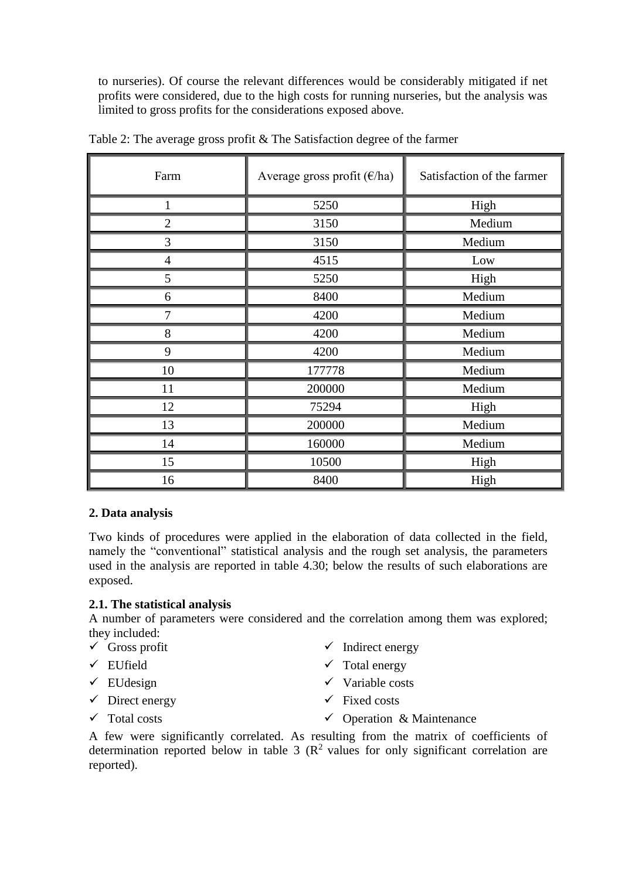to nurseries). Of course the relevant differences would be considerably mitigated if net profits were considered, due to the high costs for running nurseries, but the analysis was limited to gross profits for the considerations exposed above.

Table 2: The average gross profit & The Satisfaction degree of the farmer

| Farm | Average gross profit (€/ha) | Satisfaction of the farmer |
|---|---|---|
| 1 | 5250 | High |
| 2 | 3150 | Medium |
| 3 | 3150 | Medium |
| 4 | 4515 | Low |
| 5 | 5250 | High |
| 6 | 8400 | Medium |
| 7 | 4200 | Medium |
| 8 | 4200 | Medium |
| 9 | 4200 | Medium |
| 10 | 177778 | Medium |
| 11 | 200000 | Medium |
| 12 | 75294 | High |
| 13 | 200000 | Medium |
| 14 | 160000 | Medium |
| 15 | 10500 | High |
| 16 | 8400 | High |

## 2. Data analysis

Two kinds of procedures were applied in the elaboration of data collected in the field, namely the "conventional" statistical analysis and the rough set analysis, the parameters used in the analysis are reported in table 4.30; below the results of such elaborations are exposed.

### 2.1. The statistical analysis

A number of parameters were considered and the correlation among them was explored; they included:

- ✓ Gross profit
- ✓ EUfield
- ✓ EUdesign
- ✓ Direct energy
- ✓ Total costs
- ✓ Indirect energy
- ✓ Total energy
- ✓ Variable costs
- ✓ Fixed costs
- ✓ Operation & Maintenance

A few were significantly correlated. As resulting from the matrix of coefficients of determination reported below in table 3 ($R^2$ values for only significant correlation are reported).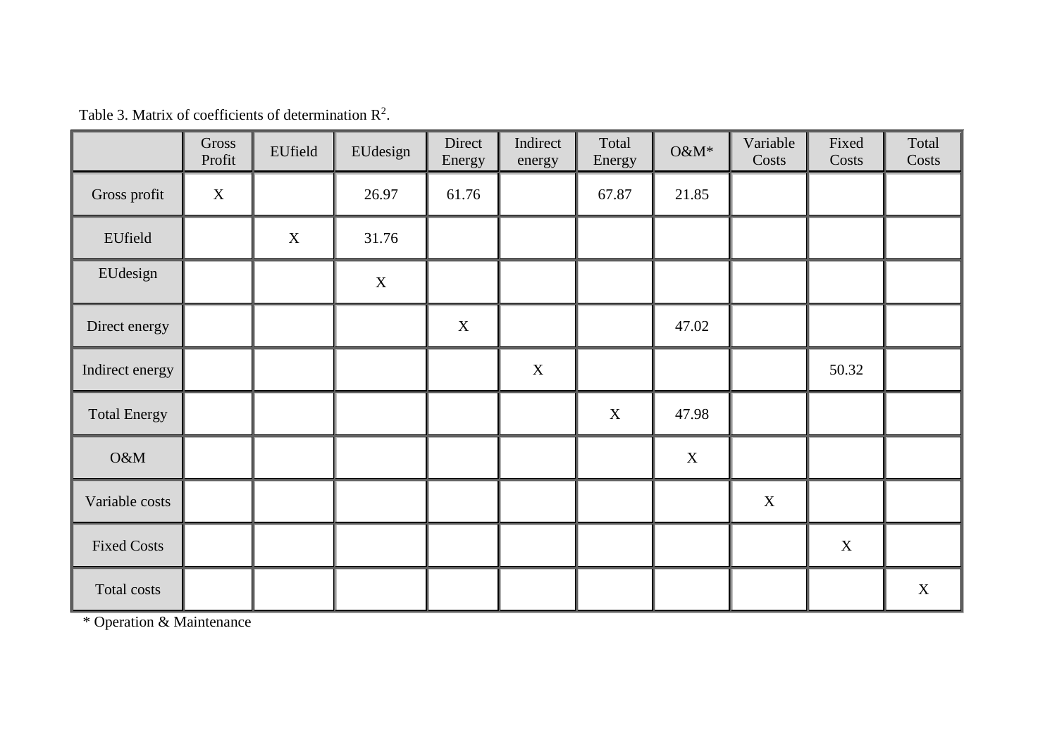Table 3. Matrix of coefficients of determination $R^2$.

| | Gross Profit | EUfield | EUdesign | Direct Energy | Indirect energy | Total Energy | O&M* | Variable Costs | Fixed Costs | Total Costs |
|---|---|---|---|---|---|---|---|---|---|---|
| Gross profit | X | | 26.97 | 61.76 | | 67.87 | 21.85 | | | |
| EUfield | | X | 31.76 | | | | | | | |
| EUdesign | | | X | | | | | | | |
| Direct energy | | | | X | | | 47.02 | | | |
| Indirect energy | | | | | X | | | | 50.32 | |
| Total Energy | | | | | | X | 47.98 | | | |
| O&M | | | | | | | X | | | |
| Variable costs | | | | | | | | X | | |
| Fixed Costs | | | | | | | | | X | |
| Total costs | | | | | | | | | | X |

* Operation & Maintenance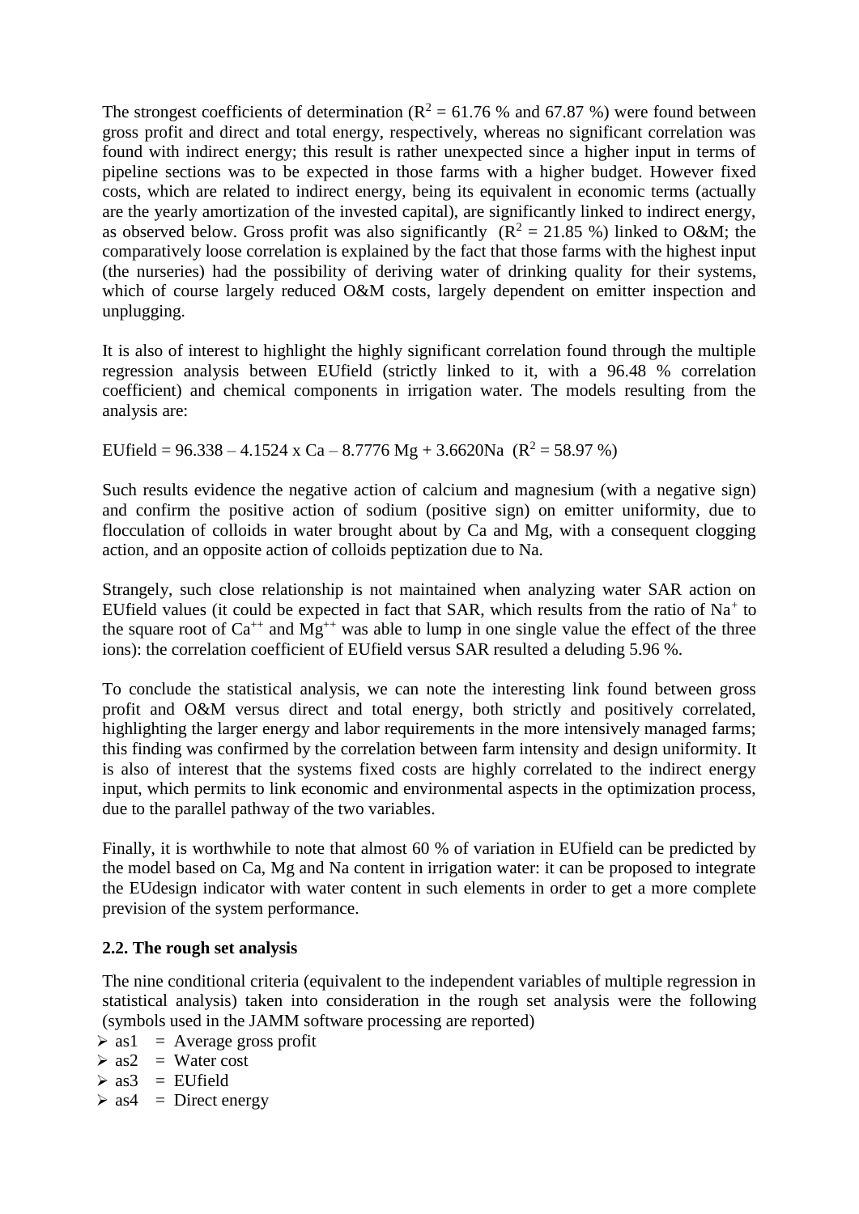The strongest coefficients of determination ($R^2$ = 61.76 % and 67.87 %) were found between gross profit and direct and total energy, respectively, whereas no significant correlation was found with indirect energy; this result is rather unexpected since a higher input in terms of pipeline sections was to be expected in those farms with a higher budget. However fixed costs, which are related to indirect energy, being its equivalent in economic terms (actually are the yearly amortization of the invested capital), are significantly linked to indirect energy, as observed below. Gross profit was also significantly ($R^2$ = 21.85 %) linked to O&M; the comparatively loose correlation is explained by the fact that those farms with the highest input (the nurseries) had the possibility of deriving water of drinking quality for their systems, which of course largely reduced O&M costs, largely dependent on emitter inspection and unplugging.

It is also of interest to highlight the highly significant correlation found through the multiple regression analysis between EUfield (strictly linked to it, with a 96.48 % correlation coefficient) and chemical components in irrigation water. The models resulting from the analysis are:

$$\text{EUfield} = 96.338 - 4.1524 \times \text{Ca} - 8.7776\ \text{Mg} + 3.6620\text{Na} \quad (R^2 = 58.97\ \%)$$

Such results evidence the negative action of calcium and magnesium (with a negative sign) and confirm the positive action of sodium (positive sign) on emitter uniformity, due to flocculation of colloids in water brought about by Ca and Mg, with a consequent clogging action, and an opposite action of colloids peptization due to Na.

Strangely, such close relationship is not maintained when analyzing water SAR action on EUfield values (it could be expected in fact that SAR, which results from the ratio of $Na^+$ to the square root of $Ca^{++}$ and $Mg^{++}$ was able to lump in one single value the effect of the three ions): the correlation coefficient of EUfield versus SAR resulted a deluding 5.96 %.

To conclude the statistical analysis, we can note the interesting link found between gross profit and O&M versus direct and total energy, both strictly and positively correlated, highlighting the larger energy and labor requirements in the more intensively managed farms; this finding was confirmed by the correlation between farm intensity and design uniformity. It is also of interest that the systems fixed costs are highly correlated to the indirect energy input, which permits to link economic and environmental aspects in the optimization process, due to the parallel pathway of the two variables.

Finally, it is worthwhile to note that almost 60 % of variation in EUfield can be predicted by the model based on Ca, Mg and Na content in irrigation water: it can be proposed to integrate the EUdesign indicator with water content in such elements in order to get a more complete prevision of the system performance.

### 2.2. The rough set analysis

The nine conditional criteria (equivalent to the independent variables of multiple regression in statistical analysis) taken into consideration in the rough set analysis were the following (symbols used in the JAMM software processing are reported)

- as1 = Average gross profit
- as2 = Water cost
- as3 = EUfield
- as4 = Direct energy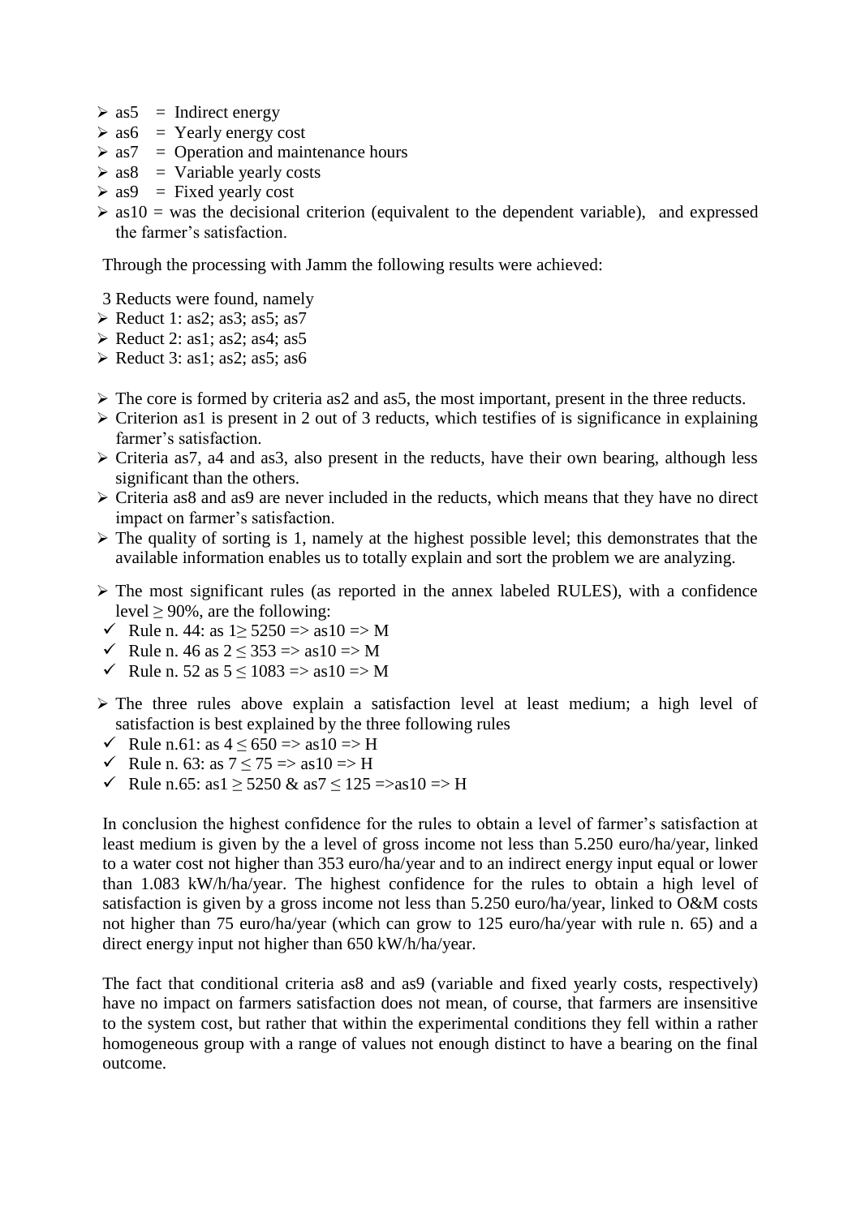- as5 = Indirect energy
- as6 = Yearly energy cost
- as7 = Operation and maintenance hours
- as8 = Variable yearly costs
- as9 = Fixed yearly cost
- as10 = was the decisional criterion (equivalent to the dependent variable), and expressed the farmer's satisfaction.

Through the processing with Jamm the following results were achieved:

3 Reducts were found, namely

- Reduct 1: as2; as3; as5; as7
- Reduct 2: as1; as2; as4; as5
- Reduct 3: as1; as2; as5; as6

- The core is formed by criteria as2 and as5, the most important, present in the three reducts.
- Criterion as1 is present in 2 out of 3 reducts, which testifies of is significance in explaining farmer's satisfaction.
- Criteria as7, a4 and as3, also present in the reducts, have their own bearing, although less significant than the others.
- Criteria as8 and as9 are never included in the reducts, which means that they have no direct impact on farmer's satisfaction.
- The quality of sorting is 1, namely at the highest possible level; this demonstrates that the available information enables us to totally explain and sort the problem we are analyzing.

- The most significant rules (as reported in the annex labeled RULES), with a confidence level ≥ 90%, are the following:
  - ✓ Rule n. 44: as 1≥ 5250 => as10 => M
  - ✓ Rule n. 46 as 2 ≤ 353 => as10 => M
  - ✓ Rule n. 52 as 5 ≤ 1083 => as10 => M

- The three rules above explain a satisfaction level at least medium; a high level of satisfaction is best explained by the three following rules
  - ✓ Rule n.61: as 4 ≤ 650 => as10 => H
  - ✓ Rule n. 63: as 7 ≤ 75 => as10 => H
  - ✓ Rule n.65: as1 ≥ 5250 & as7 ≤ 125 =>as10 => H

In conclusion the highest confidence for the rules to obtain a level of farmer's satisfaction at least medium is given by the a level of gross income not less than 5.250 euro/ha/year, linked to a water cost not higher than 353 euro/ha/year and to an indirect energy input equal or lower than 1.083 kW/h/ha/year. The highest confidence for the rules to obtain a high level of satisfaction is given by a gross income not less than 5.250 euro/ha/year, linked to O&M costs not higher than 75 euro/ha/year (which can grow to 125 euro/ha/year with rule n. 65) and a direct energy input not higher than 650 kW/h/ha/year.

The fact that conditional criteria as8 and as9 (variable and fixed yearly costs, respectively) have no impact on farmers satisfaction does not mean, of course, that farmers are insensitive to the system cost, but rather that within the experimental conditions they fell within a rather homogeneous group with a range of values not enough distinct to have a bearing on the final outcome.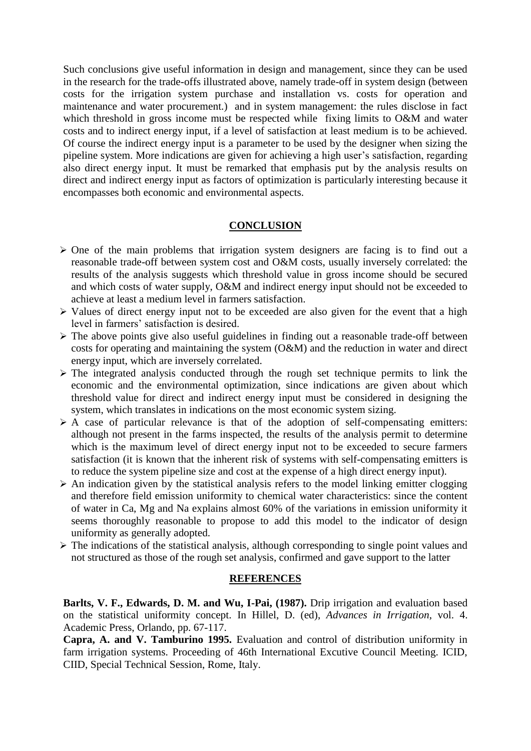Such conclusions give useful information in design and management, since they can be used in the research for the trade-offs illustrated above, namely trade-off in system design (between costs for the irrigation system purchase and installation vs. costs for operation and maintenance and water procurement.) and in system management: the rules disclose in fact which threshold in gross income must be respected while fixing limits to O&M and water costs and to indirect energy input, if a level of satisfaction at least medium is to be achieved. Of course the indirect energy input is a parameter to be used by the designer when sizing the pipeline system. More indications are given for achieving a high user's satisfaction, regarding also direct energy input. It must be remarked that emphasis put by the analysis results on direct and indirect energy input as factors of optimization is particularly interesting because it encompasses both economic and environmental aspects.

## CONCLUSION

- One of the main problems that irrigation system designers are facing is to find out a reasonable trade-off between system cost and O&M costs, usually inversely correlated: the results of the analysis suggests which threshold value in gross income should be secured and which costs of water supply, O&M and indirect energy input should not be exceeded to achieve at least a medium level in farmers satisfaction.
- Values of direct energy input not to be exceeded are also given for the event that a high level in farmers' satisfaction is desired.
- The above points give also useful guidelines in finding out a reasonable trade-off between costs for operating and maintaining the system (O&M) and the reduction in water and direct energy input, which are inversely correlated.
- The integrated analysis conducted through the rough set technique permits to link the economic and the environmental optimization, since indications are given about which threshold value for direct and indirect energy input must be considered in designing the system, which translates in indications on the most economic system sizing.
- A case of particular relevance is that of the adoption of self-compensating emitters: although not present in the farms inspected, the results of the analysis permit to determine which is the maximum level of direct energy input not to be exceeded to secure farmers satisfaction (it is known that the inherent risk of systems with self-compensating emitters is to reduce the system pipeline size and cost at the expense of a high direct energy input).
- An indication given by the statistical analysis refers to the model linking emitter clogging and therefore field emission uniformity to chemical water characteristics: since the content of water in Ca, Mg and Na explains almost 60% of the variations in emission uniformity it seems thoroughly reasonable to propose to add this model to the indicator of design uniformity as generally adopted.
- The indications of the statistical analysis, although corresponding to single point values and not structured as those of the rough set analysis, confirmed and gave support to the latter

## REFERENCES

**Barlts, V. F., Edwards, D. M. and Wu, I-Pai, (1987).** Drip irrigation and evaluation based on the statistical uniformity concept. In Hillel, D. (ed), *Advances in Irrigation*, vol. 4. Academic Press, Orlando, pp. 67-117.

**Capra, A. and V. Tamburino 1995.** Evaluation and control of distribution uniformity in farm irrigation systems. Proceeding of 46th International Excutive Council Meeting. ICID, CIID, Special Technical Session, Rome, Italy.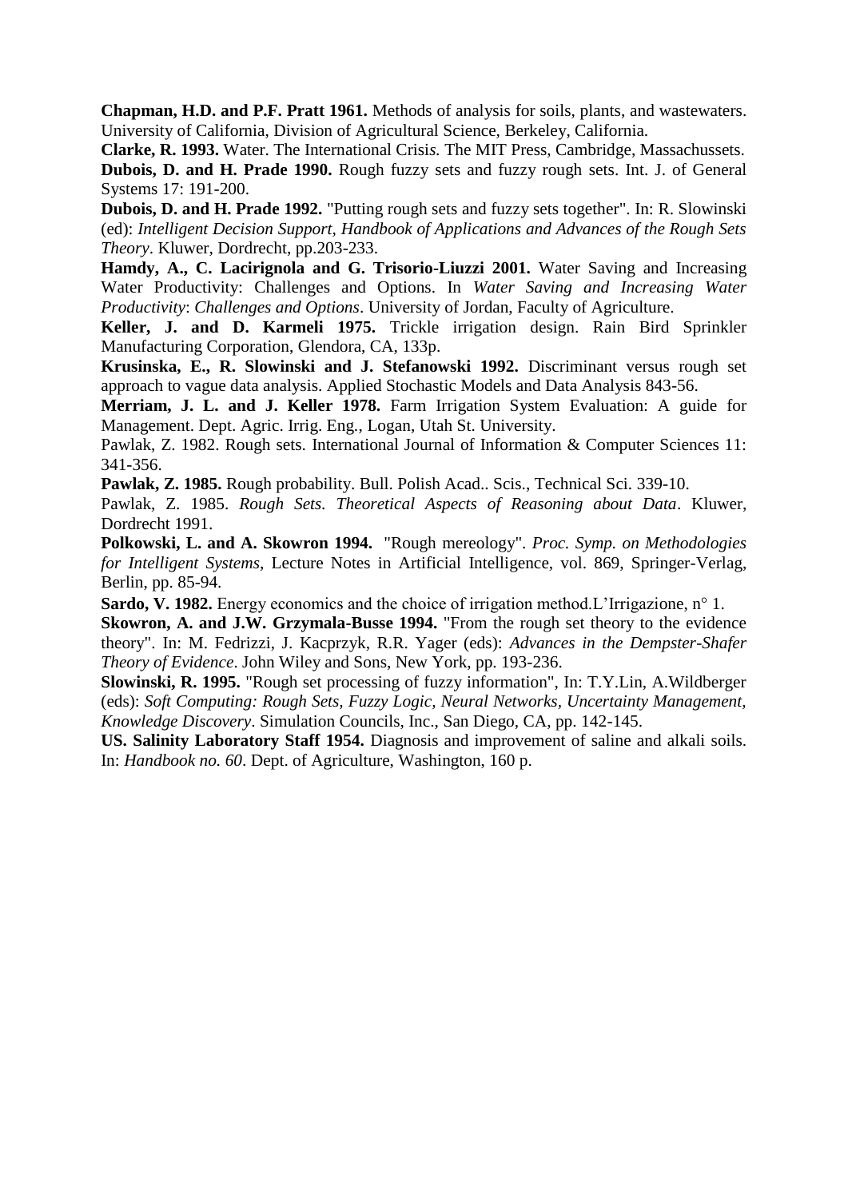**Chapman, H.D. and P.F. Pratt 1961.** Methods of analysis for soils, plants, and wastewaters. University of California, Division of Agricultural Science, Berkeley, California.

**Clarke, R. 1993.** Water. The International Crisis. The MIT Press, Cambridge, Massachussets.

**Dubois, D. and H. Prade 1990.** Rough fuzzy sets and fuzzy rough sets. Int. J. of General Systems 17: 191-200.

**Dubois, D. and H. Prade 1992.** "Putting rough sets and fuzzy sets together". In: R. Slowinski (ed): *Intelligent Decision Support, Handbook of Applications and Advances of the Rough Sets Theory*. Kluwer, Dordrecht, pp.203-233.

**Hamdy, A., C. Lacirignola and G. Trisorio-Liuzzi 2001.** Water Saving and Increasing Water Productivity: Challenges and Options. In *Water Saving and Increasing Water Productivity*: *Challenges and Options*. University of Jordan, Faculty of Agriculture.

**Keller, J. and D. Karmeli 1975.** Trickle irrigation design. Rain Bird Sprinkler Manufacturing Corporation, Glendora, CA, 133p.

**Krusinska, E., R. Slowinski and J. Stefanowski 1992.** Discriminant versus rough set approach to vague data analysis. Applied Stochastic Models and Data Analysis 843-56.

**Merriam, J. L. and J. Keller 1978.** Farm Irrigation System Evaluation: A guide for Management. Dept. Agric. Irrig. Eng., Logan, Utah St. University.

Pawlak, Z. 1982. Rough sets. International Journal of Information & Computer Sciences 11: 341-356.

**Pawlak, Z. 1985.** Rough probability. Bull. Polish Acad.. Scis., Technical Sci. 339-10.

Pawlak, Z. 1985. *Rough Sets. Theoretical Aspects of Reasoning about Data*. Kluwer, Dordrecht 1991.

**Polkowski, L. and A. Skowron 1994.** "Rough mereology". *Proc. Symp. on Methodologies for Intelligent Systems*, Lecture Notes in Artificial Intelligence, vol. 869, Springer-Verlag, Berlin, pp. 85-94.

**Sardo, V. 1982.** Energy economics and the choice of irrigation method.L'Irrigazione, n° 1.

**Skowron, A. and J.W. Grzymala-Busse 1994.** "From the rough set theory to the evidence theory". In: M. Fedrizzi, J. Kacprzyk, R.R. Yager (eds): *Advances in the Dempster-Shafer Theory of Evidence*. John Wiley and Sons, New York, pp. 193-236.

**Slowinski, R. 1995.** "Rough set processing of fuzzy information", In: T.Y.Lin, A.Wildberger (eds): *Soft Computing: Rough Sets, Fuzzy Logic, Neural Networks, Uncertainty Management, Knowledge Discovery*. Simulation Councils, Inc., San Diego, CA, pp. 142-145.

**US. Salinity Laboratory Staff 1954.** Diagnosis and improvement of saline and alkali soils. In: *Handbook no. 60*. Dept. of Agriculture, Washington, 160 p.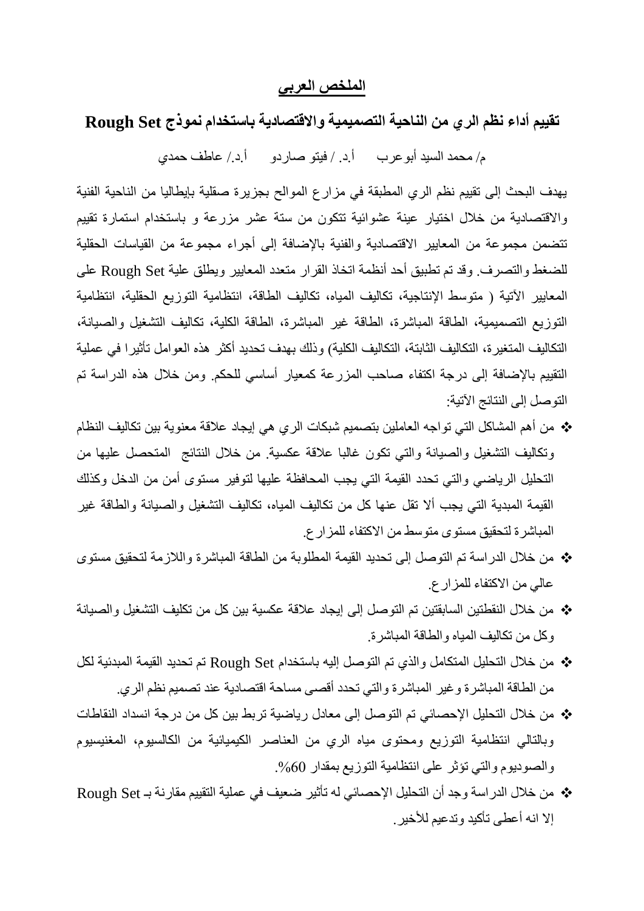## الملخص العربي

## تقييم أداء نظم الري من الناحية التصميمية والاقتصادية باستخدام نموذج Rough Set

م/ محمد السيد أبوعرب أ.د. / فيتو صاردو أ.د./ عاطف حمدي

يهدف البحث إلى تقييم نظم الري المطبقة في مزارع الموالح بجزيرة صقلية بإيطاليا من الناحية الفنية والاقتصادية من خلال اختيار عينة عشوائية تتكون من ستة عشر مزرعة و باستخدام استمارة تقييم تتضمن مجموعة من المعايير الاقتصادية والفنية بالإضافة إلى أجراء مجموعة من القياسات الحقلية للضغط والتصرف. وقد تم تطبيق أحد أنظمة اتخاذ القرار متعدد المعايير ويطلق علية Rough Set على المعايير الآتية ( متوسط الإنتاجية، تكاليف المياه، تكاليف الطاقة، انتظامية التوزيع الحقلية، انتظامية التوزيع التصميمية، الطاقة المباشرة، الطاقة غير المباشرة، الطاقة الكلية، تكاليف التشغيل والصيانة، التكاليف المتغيرة، التكاليف الثابتة، التكاليف الكلية) وذلك بهدف تحديد أكثر هذه العوامل تأثيرا في عملية التقييم بالإضافة إلى درجة اكتفاء صاحب المزرعة كمعيار أساسي للحكم. ومن خلال هذه الدراسة تم التوصل إلى النتائج الآتية:

- من أهم المشاكل التي تواجه العاملين بتصميم شبكات الري هي إيجاد علاقة معنوية بين تكاليف النظام وتكاليف التشغيل والصيانة والتي تكون غالبا علاقة عكسية. من خلال النتائج المتحصل عليها من التحليل الرياضي والتي تحدد القيمة التي يجب المحافظة عليها لتوفير مستوى أمن من الدخل وكذلك القيمة المبدية التي يجب ألا تقل عنها كل من تكاليف المياه، تكاليف التشغيل والصيانة والطاقة غير المباشرة لتحقيق مستوى متوسط من الاكتفاء للمزارع.
- من خلال الدراسة تم التوصل إلى تحديد القيمة المطلوبة من الطاقة المباشرة واللازمة لتحقيق مستوى عالي من الاكتفاء للمزارع.
- من خلال النقطتين السابقتين تم التوصل إلى إيجاد علاقة عكسية بين كل من تكليف التشغيل والصيانة وكل من تكاليف المياه والطاقة المباشرة.
- من خلال التحليل المتكامل والذي تم التوصل إليه باستخدام Rough Set تم تحديد القيمة المبدئية لكل من الطاقة المباشرة وغير المباشرة والتي تحدد أقصى مساحة اقتصادية عند تصميم نظم الري.
- من خلال التحليل الإحصائي تم التوصل إلى معادل رياضية تربط بين كل من درجة انسداد النقاطات وبالتالي انتظامية التوزيع ومحتوى مياه الري من العناصر الكيميائية من الكالسيوم، المغنيسيوم والصوديوم والتي تؤثر على انتظامية التوزيع بمقدار 60%.
- من خلال الدراسة وجد أن التحليل الإحصائي له تأثير ضعيف في عملية التقييم مقارنة بـ Rough Set إلا انه أعطى تأكيد وتدعيم للأخير.